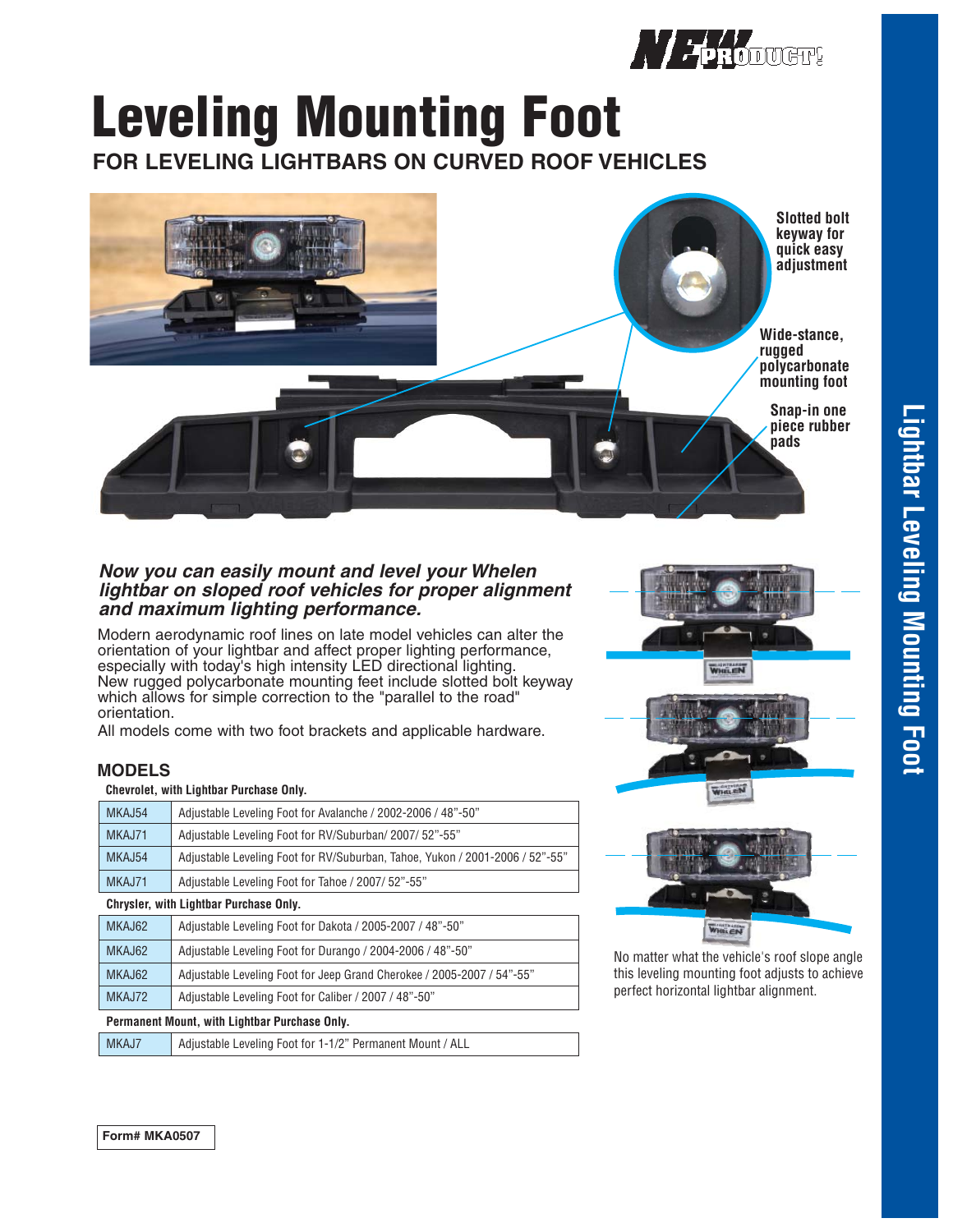NEW PRODUCT!

# Leveling Mounting Foot

## FOR LEVELING LIGHTBARS ON CURVED ROOF VEHICLES

Slotted bolt keyway for quick easy adjustment

Wide-stance, rugged polycarbonate mounting foot

Snap-in one piece rubber pads

***Now you can easily mount and level your Whelen lightbar on sloped roof vehicles for proper alignment and maximum lighting performance.***

Modern aerodynamic roof lines on late model vehicles can alter the orientation of your lightbar and affect proper lighting performance, especially with today's high intensity LED directional lighting. New rugged polycarbonate mounting feet include slotted bolt keyway which allows for simple correction to the "parallel to the road" orientation.

All models come with two foot brackets and applicable hardware.

### MODELS

**Chevrolet, with Lightbar Purchase Only.**

| Model | Description |
|---|---|
| MKAJ54 | Adjustable Leveling Foot for Avalanche / 2002-2006 / 48"-50" |
| MKAJ71 | Adjustable Leveling Foot for RV/Suburban/ 2007/ 52"-55" |
| MKAJ54 | Adjustable Leveling Foot for RV/Suburban, Tahoe, Yukon / 2001-2006 / 52"-55" |
| MKAJ71 | Adjustable Leveling Foot for Tahoe / 2007/ 52"-55" |

**Chrysler, with Lightbar Purchase Only.**

| Model | Description |
|---|---|
| MKAJ62 | Adjustable Leveling Foot for Dakota / 2005-2007 / 48"-50" |
| MKAJ62 | Adjustable Leveling Foot for Durango / 2004-2006 / 48"-50" |
| MKAJ62 | Adjustable Leveling Foot for Jeep Grand Cherokee / 2005-2007 / 54"-55" |
| MKAJ72 | Adjustable Leveling Foot for Caliber / 2007 / 48"-50" |

**Permanent Mount, with Lightbar Purchase Only.**

| Model | Description |
|---|---|
| MKAJ7 | Adjustable Leveling Foot for 1-1/2" Permanent Mount / ALL |

No matter what the vehicle's roof slope angle this leveling mounting foot adjusts to achieve perfect horizontal lightbar alignment.

Form# MKA0507

Lightbar Leveling Mounting Foot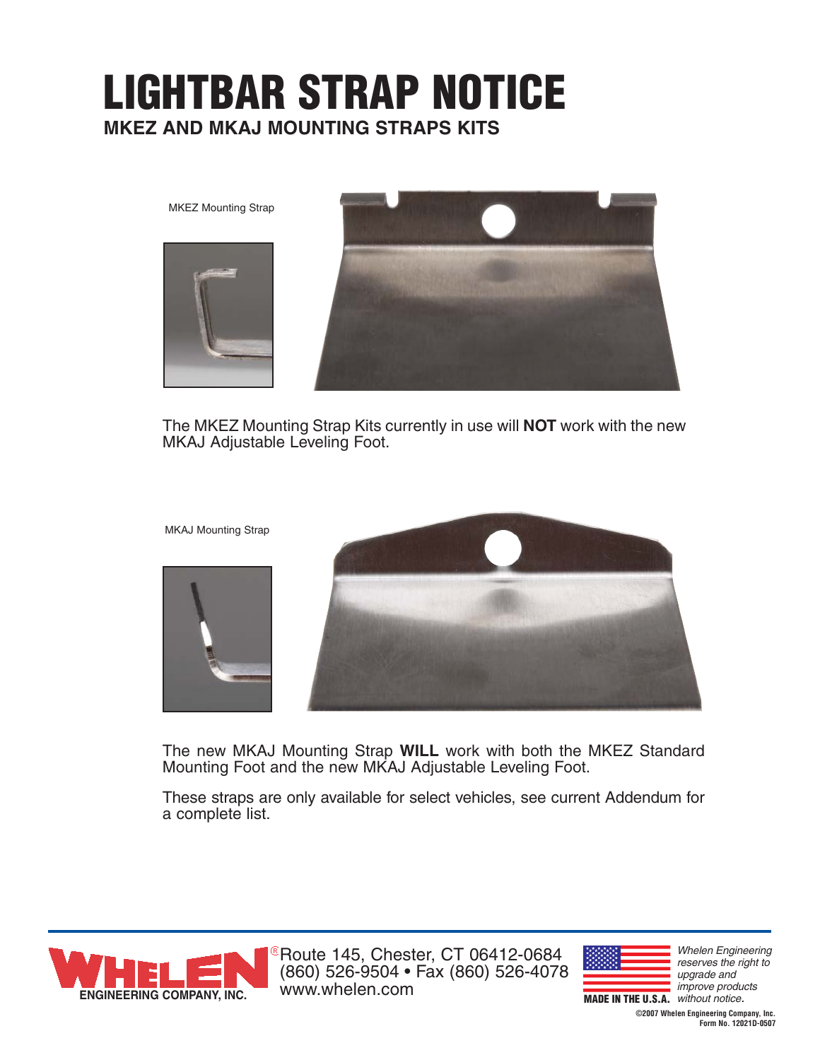# LIGHTBAR STRAP NOTICE

## MKEZ AND MKAJ MOUNTING STRAPS KITS

MKEZ Mounting Strap

The MKEZ Mounting Strap Kits currently in use will **NOT** work with the new MKAJ Adjustable Leveling Foot.

MKAJ Mounting Strap

The new MKAJ Mounting Strap **WILL** work with both the MKEZ Standard Mounting Foot and the new MKAJ Adjustable Leveling Foot.

These straps are only available for select vehicles, see current Addendum for a complete list.

WHELEN® ENGINEERING COMPANY, INC.

Route 145, Chester, CT 06412-0684
(860) 526-9504 • Fax (860) 526-4078
www.whelen.com

MADE IN THE U.S.A.

*Whelen Engineering reserves the right to upgrade and improve products without notice.*

©2007 Whelen Engineering Company, Inc.
Form No. 12021D-0507